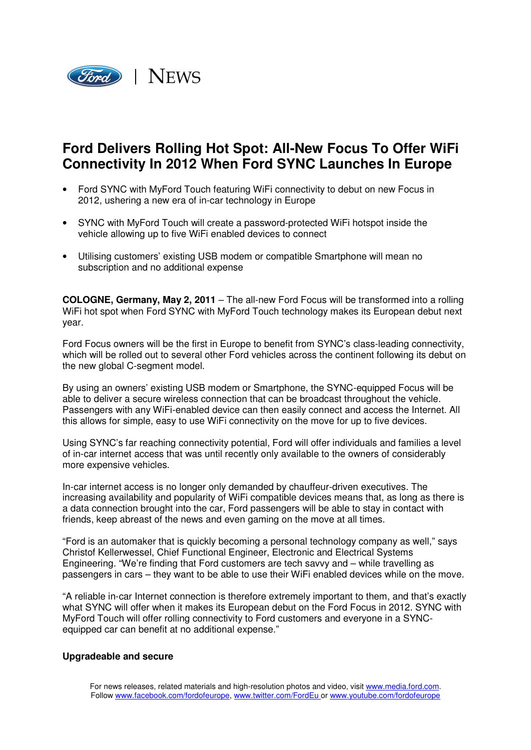Ford | NEWS

# Ford Delivers Rolling Hot Spot: All-New Focus To Offer WiFi Connectivity In 2012 When Ford SYNC Launches In Europe

- Ford SYNC with MyFord Touch featuring WiFi connectivity to debut on new Focus in 2012, ushering a new era of in-car technology in Europe
- SYNC with MyFord Touch will create a password-protected WiFi hotspot inside the vehicle allowing up to five WiFi enabled devices to connect
- Utilising customers' existing USB modem or compatible Smartphone will mean no subscription and no additional expense

**COLOGNE, Germany, May 2, 2011** – The all-new Ford Focus will be transformed into a rolling WiFi hot spot when Ford SYNC with MyFord Touch technology makes its European debut next year.

Ford Focus owners will be the first in Europe to benefit from SYNC's class-leading connectivity, which will be rolled out to several other Ford vehicles across the continent following its debut on the new global C-segment model.

By using an owners' existing USB modem or Smartphone, the SYNC-equipped Focus will be able to deliver a secure wireless connection that can be broadcast throughout the vehicle. Passengers with any WiFi-enabled device can then easily connect and access the Internet. All this allows for simple, easy to use WiFi connectivity on the move for up to five devices.

Using SYNC's far reaching connectivity potential, Ford will offer individuals and families a level of in-car internet access that was until recently only available to the owners of considerably more expensive vehicles.

In-car internet access is no longer only demanded by chauffeur-driven executives. The increasing availability and popularity of WiFi compatible devices means that, as long as there is a data connection brought into the car, Ford passengers will be able to stay in contact with friends, keep abreast of the news and even gaming on the move at all times.

"Ford is an automaker that is quickly becoming a personal technology company as well," says Christof Kellerwessel, Chief Functional Engineer, Electronic and Electrical Systems Engineering. "We're finding that Ford customers are tech savvy and – while travelling as passengers in cars – they want to be able to use their WiFi enabled devices while on the move.

"A reliable in-car Internet connection is therefore extremely important to them, and that's exactly what SYNC will offer when it makes its European debut on the Ford Focus in 2012. SYNC with MyFord Touch will offer rolling connectivity to Ford customers and everyone in a SYNC-equipped car can benefit at no additional expense."

**Upgradeable and secure**

For news releases, related materials and high-resolution photos and video, visit www.media.ford.com.
Follow www.facebook.com/fordofeurope, www.twitter.com/FordEu or www.youtube.com/fordofeurope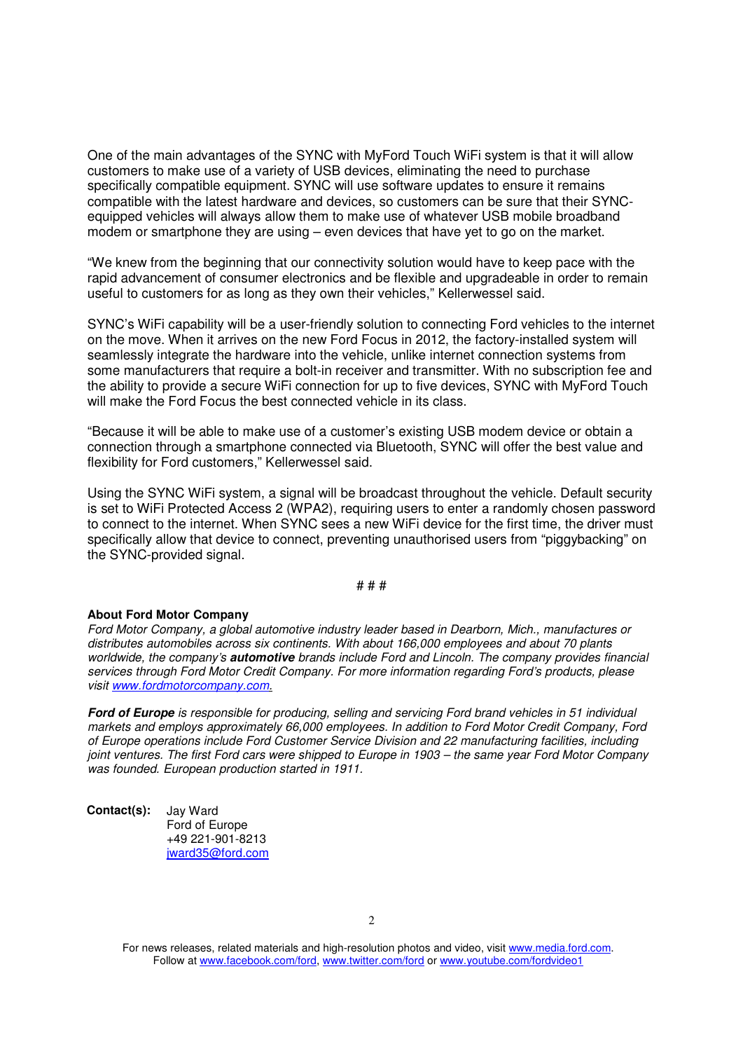One of the main advantages of the SYNC with MyFord Touch WiFi system is that it will allow customers to make use of a variety of USB devices, eliminating the need to purchase specifically compatible equipment. SYNC will use software updates to ensure it remains compatible with the latest hardware and devices, so customers can be sure that their SYNC-equipped vehicles will always allow them to make use of whatever USB mobile broadband modem or smartphone they are using – even devices that have yet to go on the market.

"We knew from the beginning that our connectivity solution would have to keep pace with the rapid advancement of consumer electronics and be flexible and upgradeable in order to remain useful to customers for as long as they own their vehicles," Kellerwessel said.

SYNC's WiFi capability will be a user-friendly solution to connecting Ford vehicles to the internet on the move. When it arrives on the new Ford Focus in 2012, the factory-installed system will seamlessly integrate the hardware into the vehicle, unlike internet connection systems from some manufacturers that require a bolt-in receiver and transmitter. With no subscription fee and the ability to provide a secure WiFi connection for up to five devices, SYNC with MyFord Touch will make the Ford Focus the best connected vehicle in its class.

"Because it will be able to make use of a customer's existing USB modem device or obtain a connection through a smartphone connected via Bluetooth, SYNC will offer the best value and flexibility for Ford customers," Kellerwessel said.

Using the SYNC WiFi system, a signal will be broadcast throughout the vehicle. Default security is set to WiFi Protected Access 2 (WPA2), requiring users to enter a randomly chosen password to connect to the internet. When SYNC sees a new WiFi device for the first time, the driver must specifically allow that device to connect, preventing unauthorised users from "piggybacking" on the SYNC-provided signal.

# # #

**About Ford Motor Company**

*Ford Motor Company, a global automotive industry leader based in Dearborn, Mich., manufactures or distributes automobiles across six continents. With about 166,000 employees and about 70 plants worldwide, the company's* ***automotive*** *brands include Ford and Lincoln. The company provides financial services through Ford Motor Credit Company. For more information regarding Ford's products, please visit www.fordmotorcompany.com.*

***Ford of Europe*** *is responsible for producing, selling and servicing Ford brand vehicles in 51 individual markets and employs approximately 66,000 employees. In addition to Ford Motor Credit Company, Ford of Europe operations include Ford Customer Service Division and 22 manufacturing facilities, including joint ventures. The first Ford cars were shipped to Europe in 1903 – the same year Ford Motor Company was founded. European production started in 1911.*

**Contact(s):** Jay Ward
Ford of Europe
+49 221-901-8213
jward35@ford.com

For news releases, related materials and high-resolution photos and video, visit www.media.ford.com.
Follow at www.facebook.com/ford, www.twitter.com/ford or www.youtube.com/fordvideo1